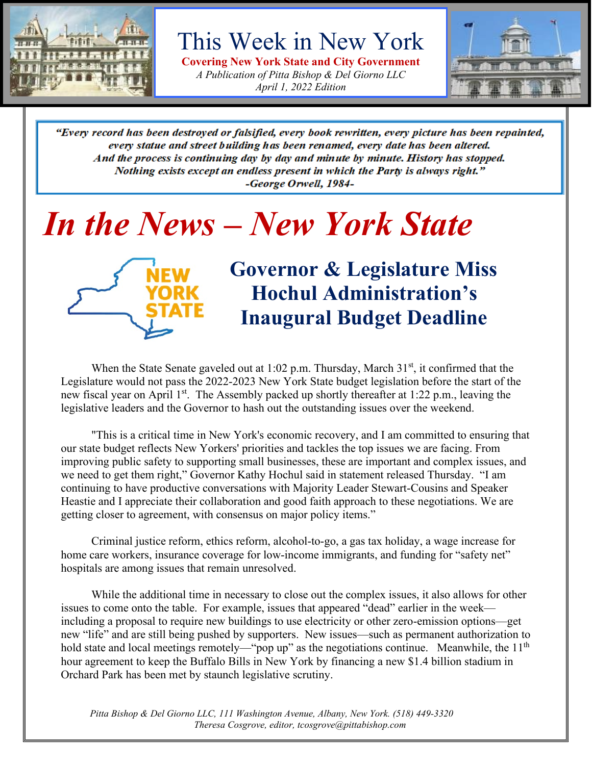# This Week in New York

**Covering New York State and City Government**

*A Publication of Pitta Bishop & Del Giorno LLC*

*April 1, 2022 Edition*

> ***"Every record has been destroyed or falsified, every book rewritten, every picture has been repainted, every statue and street building has been renamed, every date has been altered. And the process is continuing day by day and minute by minute. History has stopped. Nothing exists except an endless present in which the Party is always right."***
>
> ***-George Orwell, 1984-***

# *In the News – New York State*

## Governor & Legislature Miss Hochul Administration's Inaugural Budget Deadline

When the State Senate gaveled out at 1:02 p.m. Thursday, March 31st, it confirmed that the Legislature would not pass the 2022-2023 New York State budget legislation before the start of the new fiscal year on April 1st. The Assembly packed up shortly thereafter at 1:22 p.m., leaving the legislative leaders and the Governor to hash out the outstanding issues over the weekend.

"This is a critical time in New York's economic recovery, and I am committed to ensuring that our state budget reflects New Yorkers' priorities and tackles the top issues we are facing. From improving public safety to supporting small businesses, these are important and complex issues, and we need to get them right," Governor Kathy Hochul said in statement released Thursday. "I am continuing to have productive conversations with Majority Leader Stewart-Cousins and Speaker Heastie and I appreciate their collaboration and good faith approach to these negotiations. We are getting closer to agreement, with consensus on major policy items."

Criminal justice reform, ethics reform, alcohol-to-go, a gas tax holiday, a wage increase for home care workers, insurance coverage for low-income immigrants, and funding for "safety net" hospitals are among issues that remain unresolved.

While the additional time in necessary to close out the complex issues, it also allows for other issues to come onto the table. For example, issues that appeared "dead" earlier in the week—including a proposal to require new buildings to use electricity or other zero-emission options—get new "life" and are still being pushed by supporters. New issues—such as permanent authorization to hold state and local meetings remotely—"pop up" as the negotiations continue. Meanwhile, the 11th hour agreement to keep the Buffalo Bills in New York by financing a new $1.4 billion stadium in Orchard Park has been met by staunch legislative scrutiny.

*Pitta Bishop & Del Giorno LLC, 111 Washington Avenue, Albany, New York. (518) 449-3320*
*Theresa Cosgrove, editor, tcosgrove@pittabishop.com*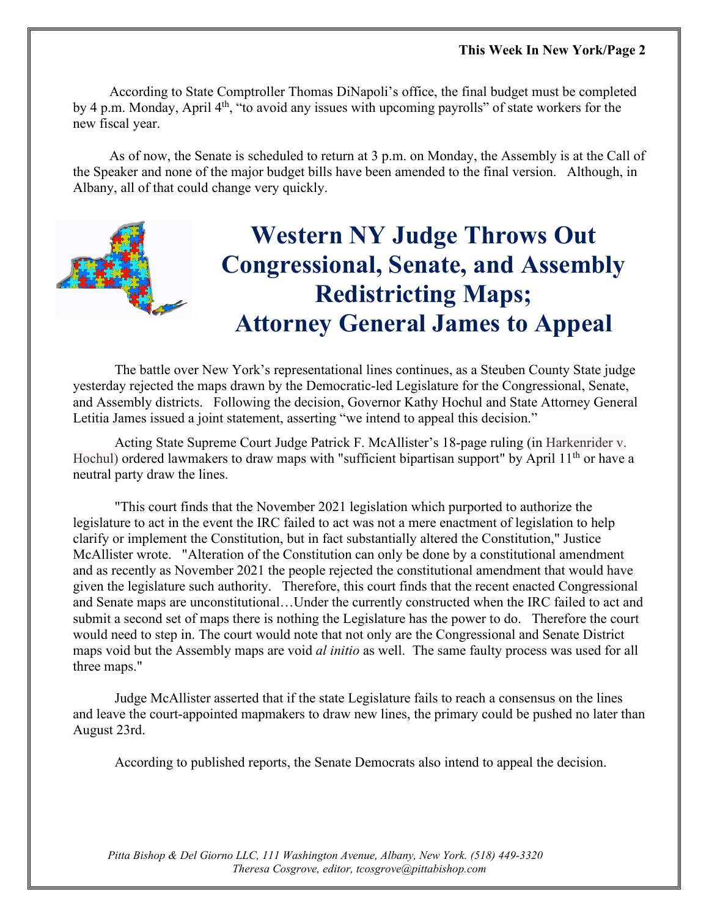According to State Comptroller Thomas DiNapoli's office, the final budget must be completed by 4 p.m. Monday, April 4th, "to avoid any issues with upcoming payrolls" of state workers for the new fiscal year.

As of now, the Senate is scheduled to return at 3 p.m. on Monday, the Assembly is at the Call of the Speaker and none of the major budget bills have been amended to the final version. Although, in Albany, all of that could change very quickly.

# Western NY Judge Throws Out Congressional, Senate, and Assembly Redistricting Maps; Attorney General James to Appeal

The battle over New York's representational lines continues, as a Steuben County State judge yesterday rejected the maps drawn by the Democratic-led Legislature for the Congressional, Senate, and Assembly districts. Following the decision, Governor Kathy Hochul and State Attorney General Letitia James issued a joint statement, asserting "we intend to appeal this decision."

Acting State Supreme Court Judge Patrick F. McAllister's 18-page ruling (in Harkenrider v. Hochul) ordered lawmakers to draw maps with "sufficient bipartisan support" by April 11th or have a neutral party draw the lines.

"This court finds that the November 2021 legislation which purported to authorize the legislature to act in the event the IRC failed to act was not a mere enactment of legislation to help clarify or implement the Constitution, but in fact substantially altered the Constitution," Justice McAllister wrote. "Alteration of the Constitution can only be done by a constitutional amendment and as recently as November 2021 the people rejected the constitutional amendment that would have given the legislature such authority. Therefore, this court finds that the recent enacted Congressional and Senate maps are unconstitutional…Under the currently constructed when the IRC failed to act and submit a second set of maps there is nothing the Legislature has the power to do. Therefore the court would need to step in. The court would note that not only are the Congressional and Senate District maps void but the Assembly maps are void *al initio* as well. The same faulty process was used for all three maps."

Judge McAllister asserted that if the state Legislature fails to reach a consensus on the lines and leave the court-appointed mapmakers to draw new lines, the primary could be pushed no later than August 23rd.

According to published reports, the Senate Democrats also intend to appeal the decision.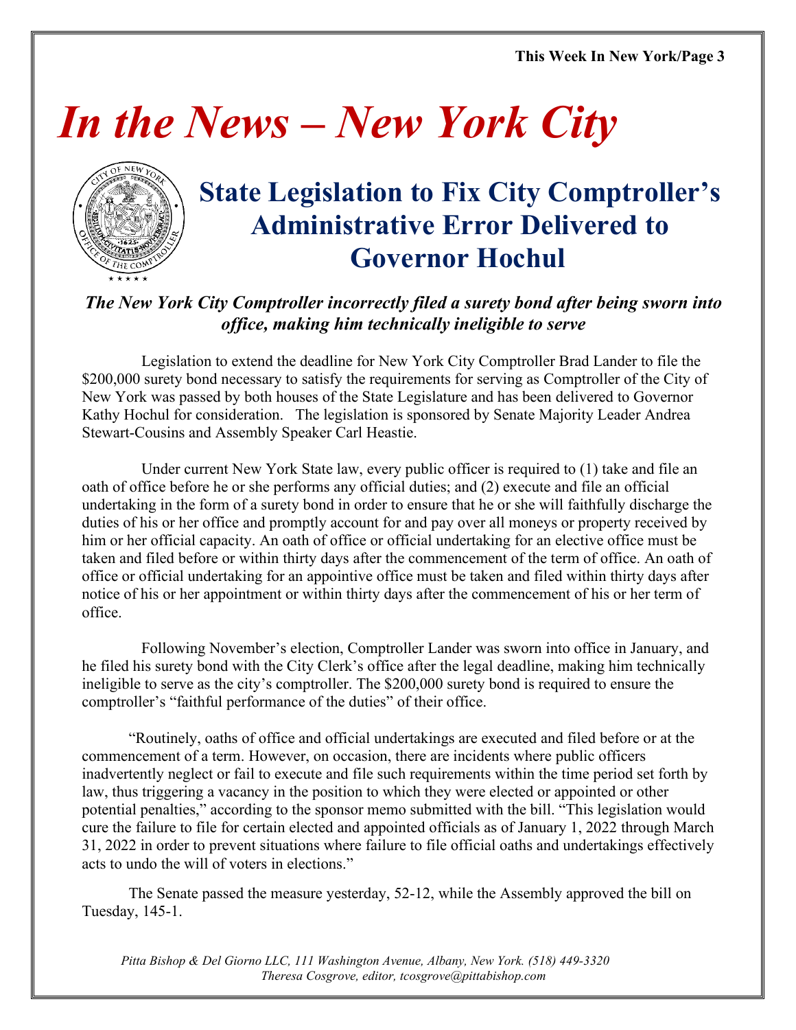# In the News – New York City

## State Legislation to Fix City Comptroller's Administrative Error Delivered to Governor Hochul

***The New York City Comptroller incorrectly filed a surety bond after being sworn into office, making him technically ineligible to serve***

Legislation to extend the deadline for New York City Comptroller Brad Lander to file the \$200,000 surety bond necessary to satisfy the requirements for serving as Comptroller of the City of New York was passed by both houses of the State Legislature and has been delivered to Governor Kathy Hochul for consideration. The legislation is sponsored by Senate Majority Leader Andrea Stewart-Cousins and Assembly Speaker Carl Heastie.

Under current New York State law, every public officer is required to (1) take and file an oath of office before he or she performs any official duties; and (2) execute and file an official undertaking in the form of a surety bond in order to ensure that he or she will faithfully discharge the duties of his or her office and promptly account for and pay over all moneys or property received by him or her official capacity. An oath of office or official undertaking for an elective office must be taken and filed before or within thirty days after the commencement of the term of office. An oath of office or official undertaking for an appointive office must be taken and filed within thirty days after notice of his or her appointment or within thirty days after the commencement of his or her term of office.

Following November's election, Comptroller Lander was sworn into office in January, and he filed his surety bond with the City Clerk's office after the legal deadline, making him technically ineligible to serve as the city's comptroller. The \$200,000 surety bond is required to ensure the comptroller's "faithful performance of the duties" of their office.

"Routinely, oaths of office and official undertakings are executed and filed before or at the commencement of a term. However, on occasion, there are incidents where public officers inadvertently neglect or fail to execute and file such requirements within the time period set forth by law, thus triggering a vacancy in the position to which they were elected or appointed or other potential penalties," according to the sponsor memo submitted with the bill. "This legislation would cure the failure to file for certain elected and appointed officials as of January 1, 2022 through March 31, 2022 in order to prevent situations where failure to file official oaths and undertakings effectively acts to undo the will of voters in elections."

The Senate passed the measure yesterday, 52-12, while the Assembly approved the bill on Tuesday, 145-1.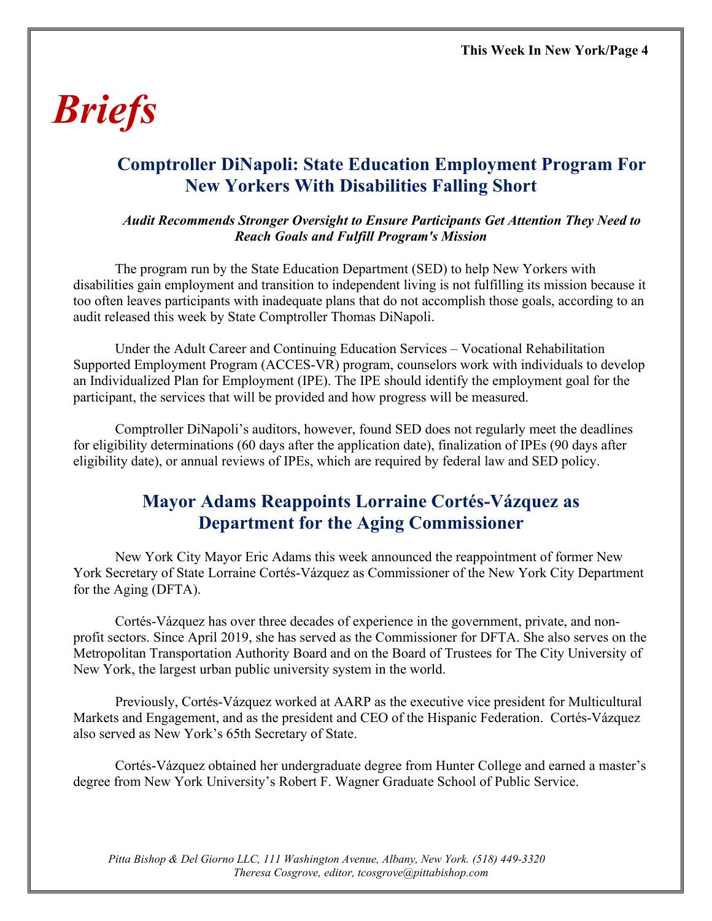# *Briefs*

## Comptroller DiNapoli: State Education Employment Program For New Yorkers With Disabilities Falling Short

***Audit Recommends Stronger Oversight to Ensure Participants Get Attention They Need to Reach Goals and Fulfill Program's Mission***

The program run by the State Education Department (SED) to help New Yorkers with disabilities gain employment and transition to independent living is not fulfilling its mission because it too often leaves participants with inadequate plans that do not accomplish those goals, according to an audit released this week by State Comptroller Thomas DiNapoli.

Under the Adult Career and Continuing Education Services – Vocational Rehabilitation Supported Employment Program (ACCES-VR) program, counselors work with individuals to develop an Individualized Plan for Employment (IPE). The IPE should identify the employment goal for the participant, the services that will be provided and how progress will be measured.

Comptroller DiNapoli's auditors, however, found SED does not regularly meet the deadlines for eligibility determinations (60 days after the application date), finalization of IPEs (90 days after eligibility date), or annual reviews of IPEs, which are required by federal law and SED policy.

## Mayor Adams Reappoints Lorraine Cortés-Vázquez as Department for the Aging Commissioner

New York City Mayor Eric Adams this week announced the reappointment of former New York Secretary of State Lorraine Cortés-Vázquez as Commissioner of the New York City Department for the Aging (DFTA).

Cortés-Vázquez has over three decades of experience in the government, private, and non-profit sectors. Since April 2019, she has served as the Commissioner for DFTA. She also serves on the Metropolitan Transportation Authority Board and on the Board of Trustees for The City University of New York, the largest urban public university system in the world.

Previously, Cortés-Vázquez worked at AARP as the executive vice president for Multicultural Markets and Engagement, and as the president and CEO of the Hispanic Federation. Cortés-Vázquez also served as New York's 65th Secretary of State.

Cortés-Vázquez obtained her undergraduate degree from Hunter College and earned a master's degree from New York University's Robert F. Wagner Graduate School of Public Service.

*Pitta Bishop & Del Giorno LLC, 111 Washington Avenue, Albany, New York. (518) 449-3320*
*Theresa Cosgrove, editor, tcosgrove@pittabishop.com*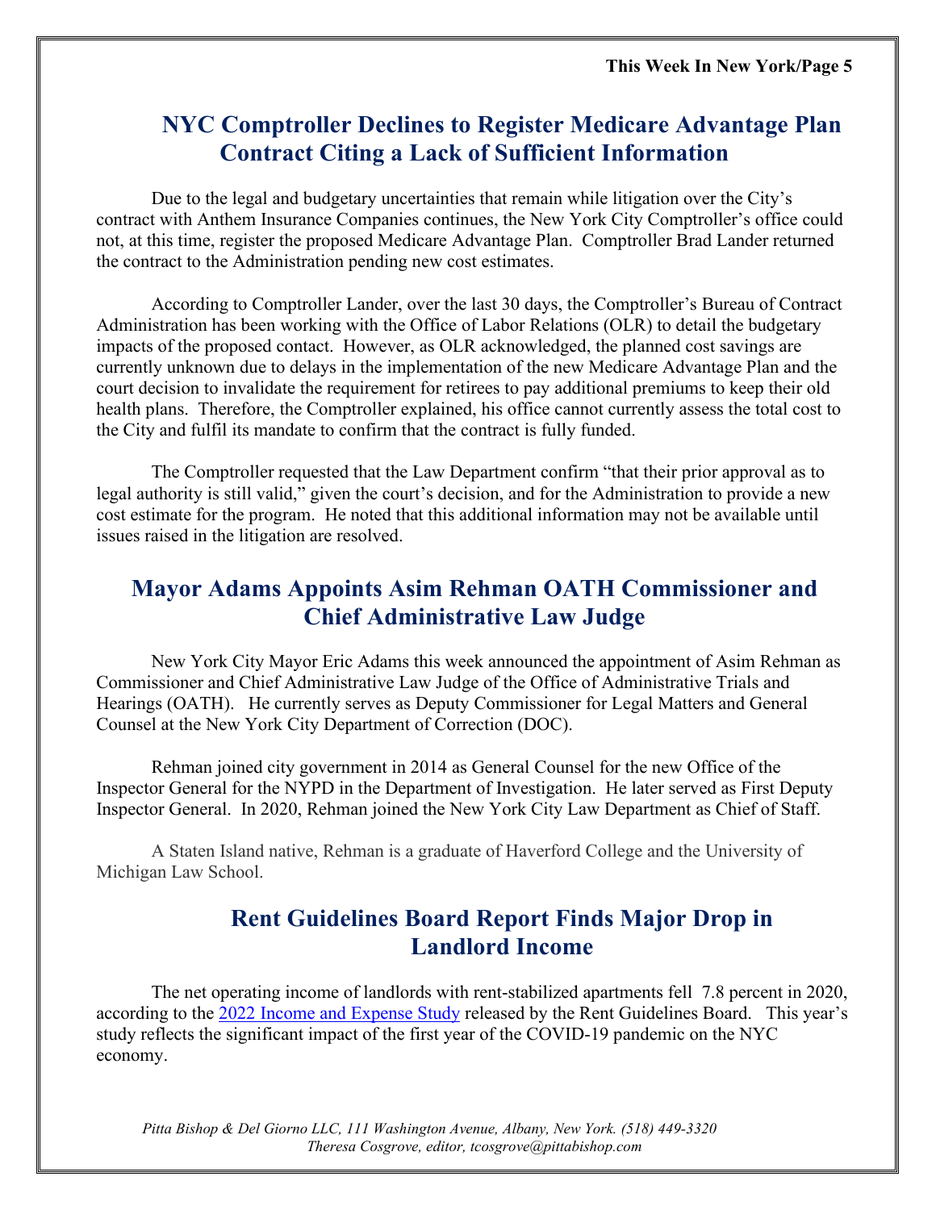## NYC Comptroller Declines to Register Medicare Advantage Plan Contract Citing a Lack of Sufficient Information

Due to the legal and budgetary uncertainties that remain while litigation over the City's contract with Anthem Insurance Companies continues, the New York City Comptroller's office could not, at this time, register the proposed Medicare Advantage Plan. Comptroller Brad Lander returned the contract to the Administration pending new cost estimates.

According to Comptroller Lander, over the last 30 days, the Comptroller's Bureau of Contract Administration has been working with the Office of Labor Relations (OLR) to detail the budgetary impacts of the proposed contact. However, as OLR acknowledged, the planned cost savings are currently unknown due to delays in the implementation of the new Medicare Advantage Plan and the court decision to invalidate the requirement for retirees to pay additional premiums to keep their old health plans. Therefore, the Comptroller explained, his office cannot currently assess the total cost to the City and fulfil its mandate to confirm that the contract is fully funded.

The Comptroller requested that the Law Department confirm "that their prior approval as to legal authority is still valid," given the court's decision, and for the Administration to provide a new cost estimate for the program. He noted that this additional information may not be available until issues raised in the litigation are resolved.

## Mayor Adams Appoints Asim Rehman OATH Commissioner and Chief Administrative Law Judge

New York City Mayor Eric Adams this week announced the appointment of Asim Rehman as Commissioner and Chief Administrative Law Judge of the Office of Administrative Trials and Hearings (OATH). He currently serves as Deputy Commissioner for Legal Matters and General Counsel at the New York City Department of Correction (DOC).

Rehman joined city government in 2014 as General Counsel for the new Office of the Inspector General for the NYPD in the Department of Investigation. He later served as First Deputy Inspector General. In 2020, Rehman joined the New York City Law Department as Chief of Staff.

A Staten Island native, Rehman is a graduate of Haverford College and the University of Michigan Law School.

## Rent Guidelines Board Report Finds Major Drop in Landlord Income

The net operating income of landlords with rent-stabilized apartments fell 7.8 percent in 2020, according to the 2022 Income and Expense Study released by the Rent Guidelines Board. This year's study reflects the significant impact of the first year of the COVID-19 pandemic on the NYC economy.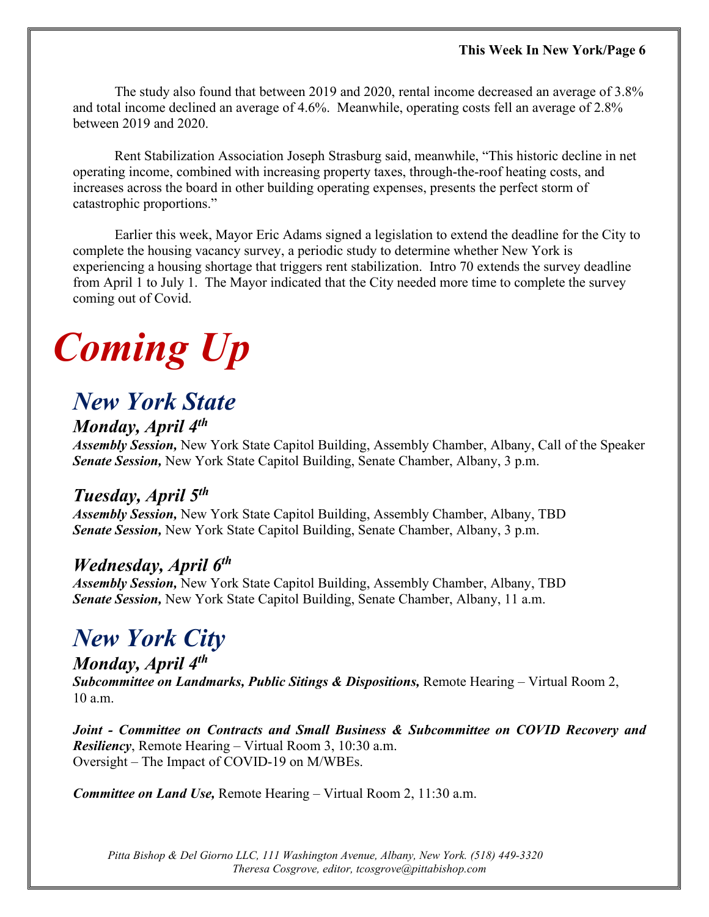The study also found that between 2019 and 2020, rental income decreased an average of 3.8% and total income declined an average of 4.6%. Meanwhile, operating costs fell an average of 2.8% between 2019 and 2020.

Rent Stabilization Association Joseph Strasburg said, meanwhile, "This historic decline in net operating income, combined with increasing property taxes, through-the-roof heating costs, and increases across the board in other building operating expenses, presents the perfect storm of catastrophic proportions."

Earlier this week, Mayor Eric Adams signed a legislation to extend the deadline for the City to complete the housing vacancy survey, a periodic study to determine whether New York is experiencing a housing shortage that triggers rent stabilization. Intro 70 extends the survey deadline from April 1 to July 1. The Mayor indicated that the City needed more time to complete the survey coming out of Covid.

# *Coming Up*

## *New York State*

### *Monday, April 4th*

***Assembly Session,*** New York State Capitol Building, Assembly Chamber, Albany, Call of the Speaker
***Senate Session,*** New York State Capitol Building, Senate Chamber, Albany, 3 p.m.

### *Tuesday, April 5th*

***Assembly Session,*** New York State Capitol Building, Assembly Chamber, Albany, TBD
***Senate Session,*** New York State Capitol Building, Senate Chamber, Albany, 3 p.m.

### *Wednesday, April 6th*

***Assembly Session,*** New York State Capitol Building, Assembly Chamber, Albany, TBD
***Senate Session,*** New York State Capitol Building, Senate Chamber, Albany, 11 a.m.

## *New York City*

### *Monday, April 4th*

***Subcommittee on Landmarks, Public Sitings & Dispositions,*** Remote Hearing – Virtual Room 2, 10 a.m.

***Joint - Committee on Contracts and Small Business & Subcommittee on COVID Recovery and Resiliency***, Remote Hearing – Virtual Room 3, 10:30 a.m.
Oversight – The Impact of COVID-19 on M/WBEs.

***Committee on Land Use,*** Remote Hearing – Virtual Room 2, 11:30 a.m.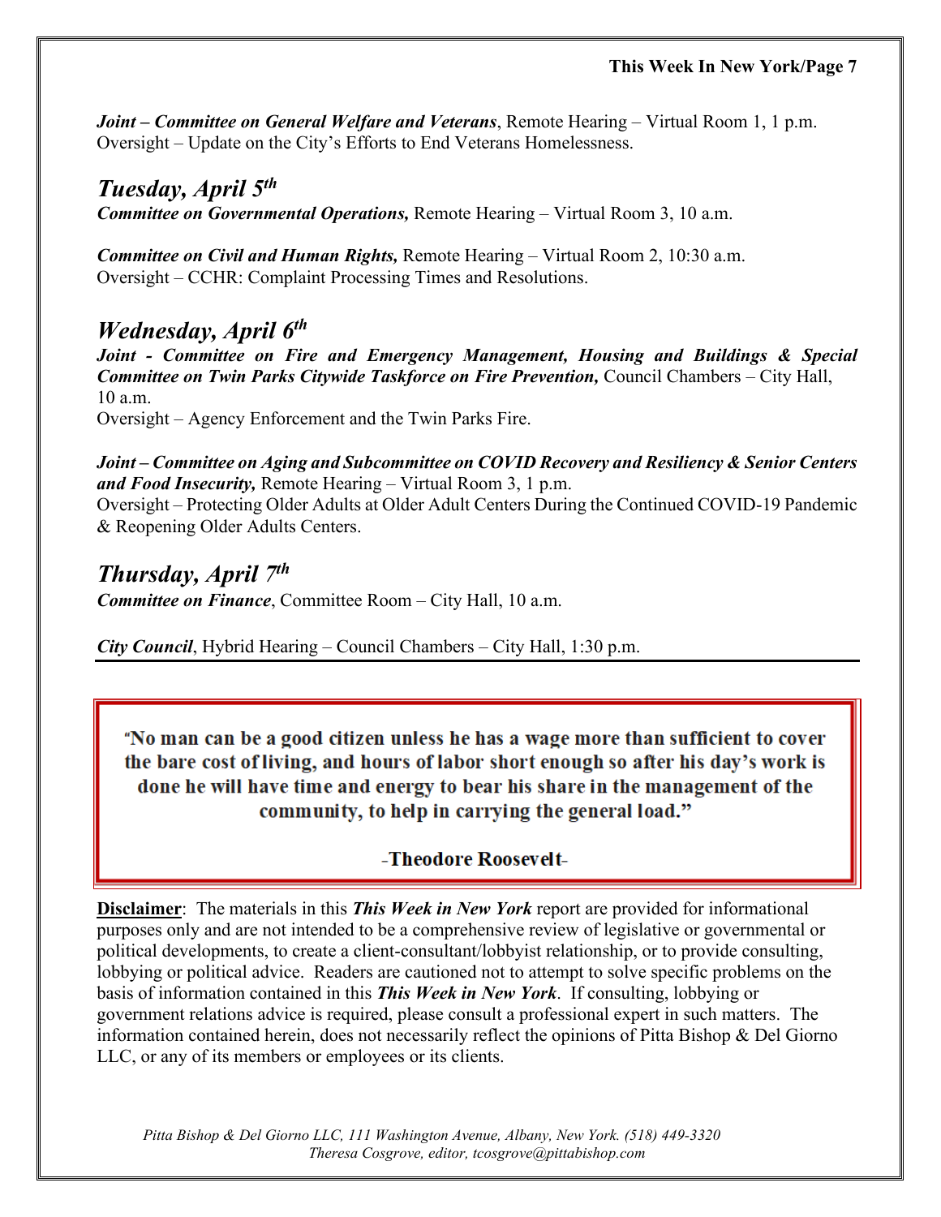***Joint – Committee on General Welfare and Veterans***, Remote Hearing – Virtual Room 1, 1 p.m.
Oversight – Update on the City's Efforts to End Veterans Homelessness.

## *Tuesday, April 5th*

***Committee on Governmental Operations,*** Remote Hearing – Virtual Room 3, 10 a.m.

***Committee on Civil and Human Rights,*** Remote Hearing – Virtual Room 2, 10:30 a.m.
Oversight – CCHR: Complaint Processing Times and Resolutions.

## *Wednesday, April 6th*

***Joint - Committee on Fire and Emergency Management, Housing and Buildings & Special Committee on Twin Parks Citywide Taskforce on Fire Prevention,*** Council Chambers – City Hall, 10 a.m.
Oversight – Agency Enforcement and the Twin Parks Fire.

***Joint – Committee on Aging and Subcommittee on COVID Recovery and Resiliency & Senior Centers and Food Insecurity,*** Remote Hearing – Virtual Room 3, 1 p.m.
Oversight – Protecting Older Adults at Older Adult Centers During the Continued COVID-19 Pandemic & Reopening Older Adults Centers.

## *Thursday, April 7th*

***Committee on Finance***, Committee Room – City Hall, 10 a.m.

***City Council***, Hybrid Hearing – Council Chambers – City Hall, 1:30 p.m.

---

> **"No man can be a good citizen unless he has a wage more than sufficient to cover the bare cost of living, and hours of labor short enough so after his day's work is done he will have time and energy to bear his share in the management of the community, to help in carrying the general load."**
>
> **-Theodore Roosevelt-**

**Disclaimer**: The materials in this ***This Week in New York*** report are provided for informational purposes only and are not intended to be a comprehensive review of legislative or governmental or political developments, to create a client-consultant/lobbyist relationship, or to provide consulting, lobbying or political advice. Readers are cautioned not to attempt to solve specific problems on the basis of information contained in this ***This Week in New York***. If consulting, lobbying or government relations advice is required, please consult a professional expert in such matters. The information contained herein, does not necessarily reflect the opinions of Pitta Bishop & Del Giorno LLC, or any of its members or employees or its clients.

*Pitta Bishop & Del Giorno LLC, 111 Washington Avenue, Albany, New York. (518) 449-3320*
*Theresa Cosgrove, editor, tcosgrove@pittabishop.com*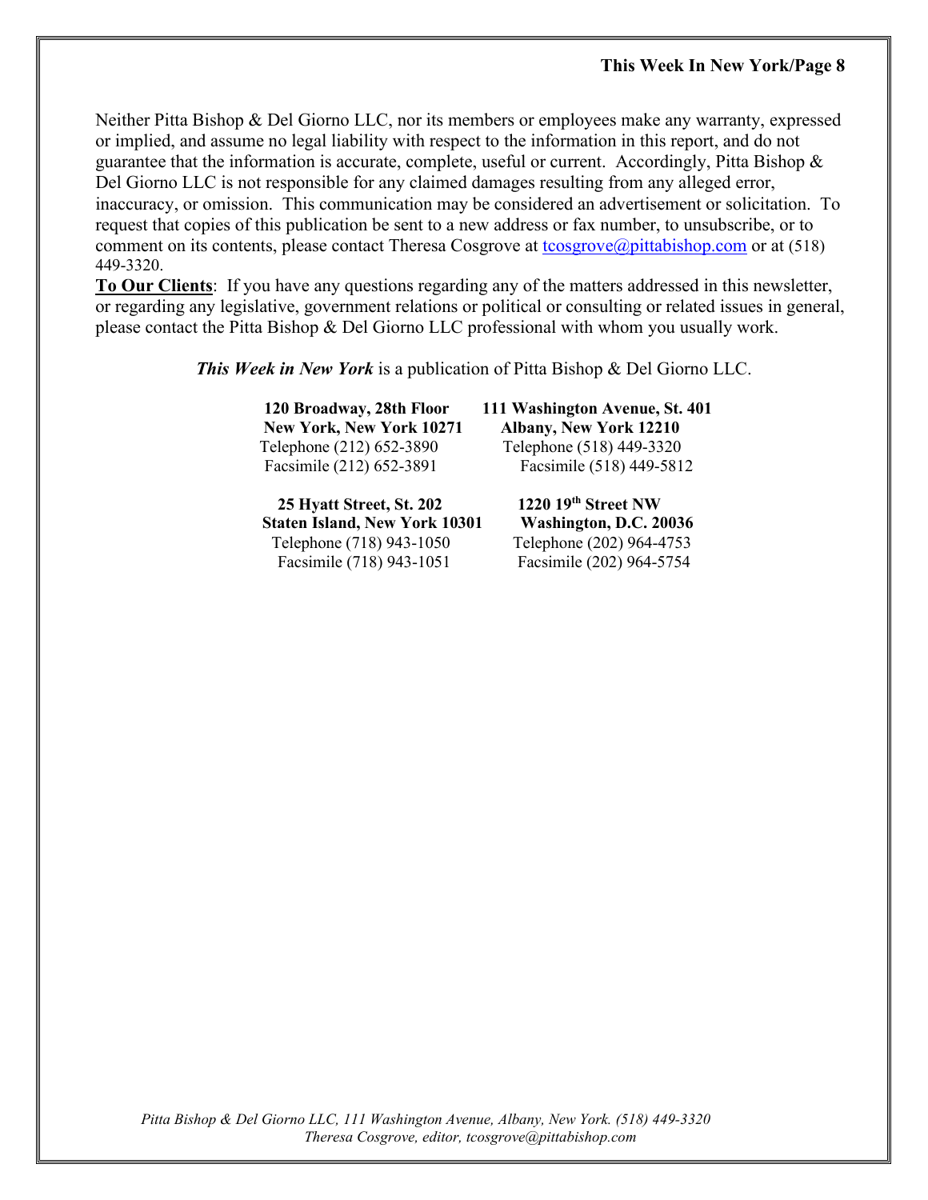Neither Pitta Bishop & Del Giorno LLC, nor its members or employees make any warranty, expressed or implied, and assume no legal liability with respect to the information in this report, and do not guarantee that the information is accurate, complete, useful or current. Accordingly, Pitta Bishop & Del Giorno LLC is not responsible for any claimed damages resulting from any alleged error, inaccuracy, or omission. This communication may be considered an advertisement or solicitation. To request that copies of this publication be sent to a new address or fax number, to unsubscribe, or to comment on its contents, please contact Theresa Cosgrove at tcosgrove@pittabishop.com or at (518) 449-3320.

**To Our Clients**: If you have any questions regarding any of the matters addressed in this newsletter, or regarding any legislative, government relations or political or consulting or related issues in general, please contact the Pitta Bishop & Del Giorno LLC professional with whom you usually work.

***This Week in New York*** is a publication of Pitta Bishop & Del Giorno LLC.

**120 Broadway, 28th Floor**
**New York, New York 10271**
Telephone (212) 652-3890
Facsimile (212) 652-3891

**111 Washington Avenue, St. 401**
**Albany, New York 12210**
Telephone (518) 449-3320
Facsimile (518) 449-5812

**25 Hyatt Street, St. 202**
**Staten Island, New York 10301**
Telephone (718) 943-1050
Facsimile (718) 943-1051

**1220 19th Street NW**
**Washington, D.C. 20036**
Telephone (202) 964-4753
Facsimile (202) 964-5754